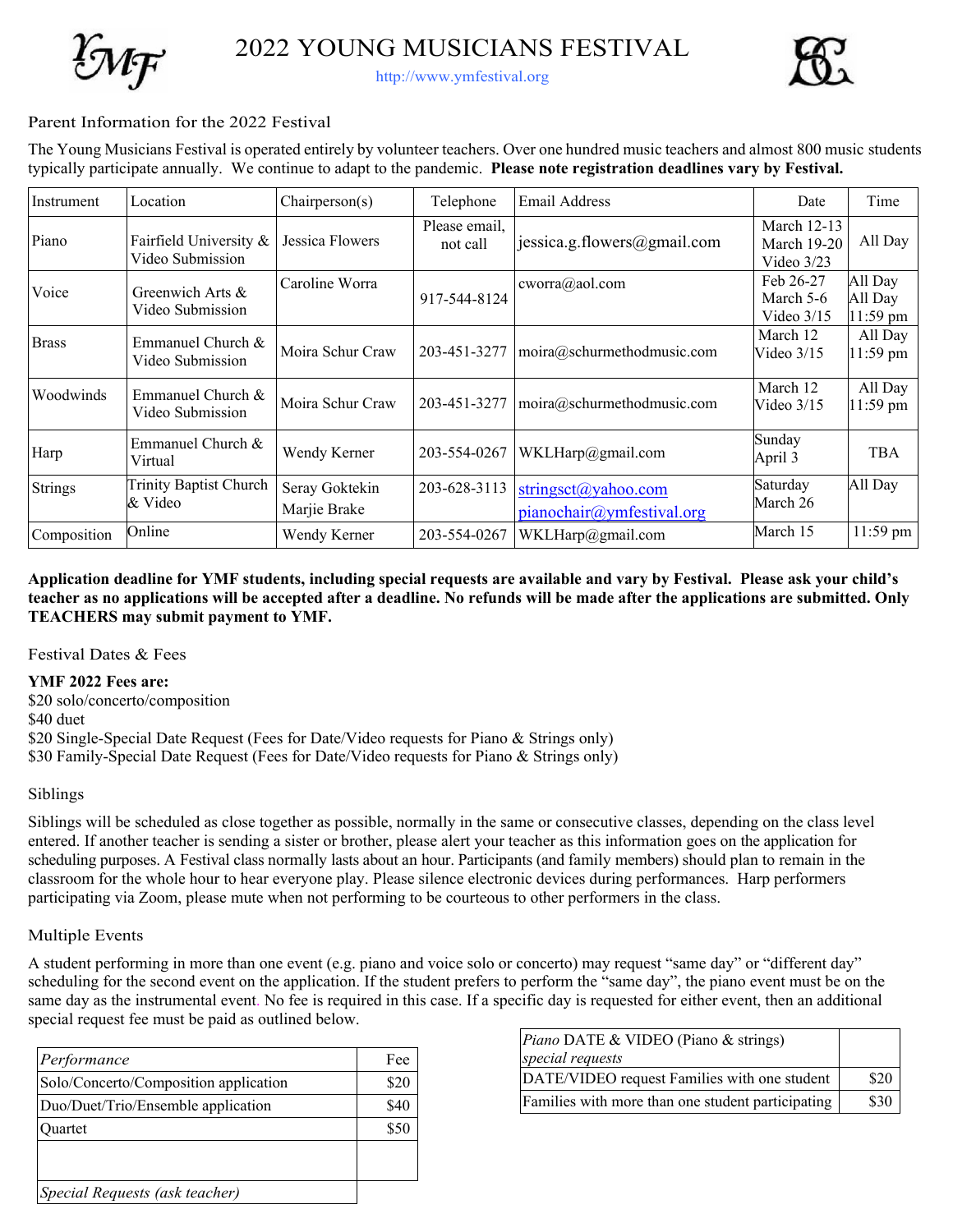# 2022 YOUNG MUSICIANS FESTIVAL

http://www.ymfestival.org

## Parent Information for the 2022 Festival

The Young Musicians Festival is operated entirely by volunteer teachers. Over one hundred music teachers and almost 800 music students typically participate annually. We continue to adapt to the pandemic. **Please note registration deadlines vary by Festival.**

| Instrument | Location | Chairperson(s) | Telephone | Email Address | Date | Time |
|---|---|---|---|---|---|---|
| Piano | Fairfield University & Video Submission | Jessica Flowers | Please email, not call | jessica.g.flowers@gmail.com | March 12-13<br>March 19-20<br>Video 3/23 | All Day |
| Voice | Greenwich Arts & Video Submission | Caroline Worra | 917-544-8124 | cworra@aol.com | Feb 26-27<br>March 5-6<br>Video 3/15 | All Day<br>All Day<br>11:59 pm |
| Brass | Emmanuel Church & Video Submission | Moira Schur Craw | 203-451-3277 | moira@schurmethodmusic.com | March 12<br>Video 3/15 | All Day<br>11:59 pm |
| Woodwinds | Emmanuel Church & Video Submission | Moira Schur Craw | 203-451-3277 | moira@schurmethodmusic.com | March 12<br>Video 3/15 | All Day<br>11:59 pm |
| Harp | Emmanuel Church & Virtual | Wendy Kerner | 203-554-0267 | WKLHarp@gmail.com | Sunday April 3 | TBA |
| Strings | Trinity Baptist Church & Video | Seray Goktekin<br>Marjie Brake | 203-628-3113 | stringsct@yahoo.com<br>pianochair@ymfestival.org | Saturday March 26 | All Day |
| Composition | Online | Wendy Kerner | 203-554-0267 | WKLHarp@gmail.com | March 15 | 11:59 pm |

**Application deadline for YMF students, including special requests are available and vary by Festival. Please ask your child's teacher as no applications will be accepted after a deadline. No refunds will be made after the applications are submitted. Only TEACHERS may submit payment to YMF.**

## Festival Dates & Fees

**YMF 2022 Fees are:**

$20 solo/concerto/composition
$40 duet
$20 Single-Special Date Request (Fees for Date/Video requests for Piano & Strings only)
$30 Family-Special Date Request (Fees for Date/Video requests for Piano & Strings only)

## Siblings

Siblings will be scheduled as close together as possible, normally in the same or consecutive classes, depending on the class level entered. If another teacher is sending a sister or brother, please alert your teacher as this information goes on the application for scheduling purposes. A Festival class normally lasts about an hour. Participants (and family members) should plan to remain in the classroom for the whole hour to hear everyone play. Please silence electronic devices during performances. Harp performers participating via Zoom, please mute when not performing to be courteous to other performers in the class.

## Multiple Events

A student performing in more than one event (e.g. piano and voice solo or concerto) may request "same day" or "different day" scheduling for the second event on the application. If the student prefers to perform the "same day", the piano event must be on the same day as the instrumental event. No fee is required in this case. If a specific day is requested for either event, then an additional special request fee must be paid as outlined below.

| *Performance* | Fee |
|---|---|
| Solo/Concerto/Composition application | $20 |
| Duo/Duet/Trio/Ensemble application | $40 |
| Quartet | $50 |
| | |
| *Special Requests (ask teacher)* | |

| *Piano* DATE & VIDEO (Piano & strings) *special requests* | |
|---|---|
| DATE/VIDEO request Families with one student | $20 |
| Families with more than one student participating | $30 |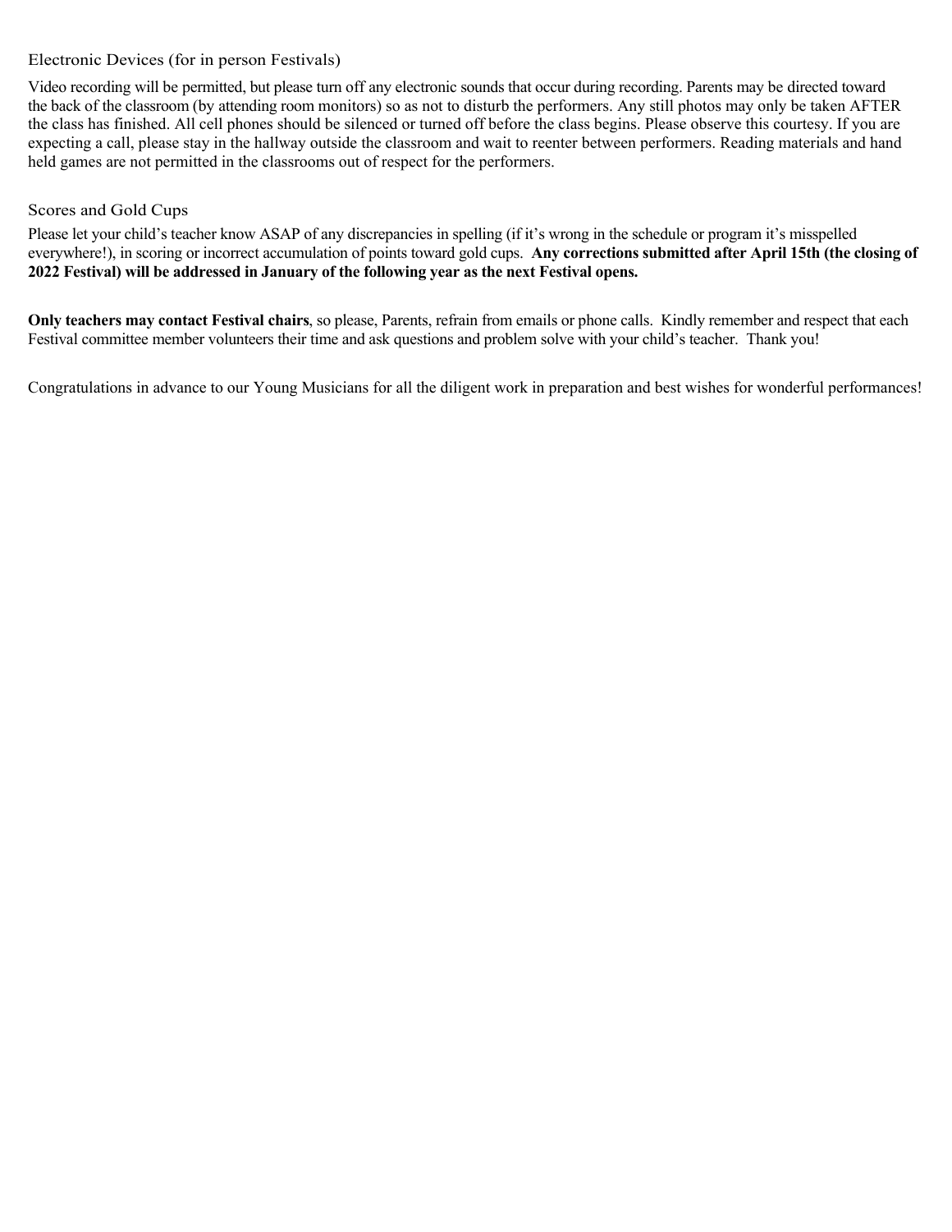## Electronic Devices (for in person Festivals)

Video recording will be permitted, but please turn off any electronic sounds that occur during recording. Parents may be directed toward the back of the classroom (by attending room monitors) so as not to disturb the performers. Any still photos may only be taken AFTER the class has finished. All cell phones should be silenced or turned off before the class begins. Please observe this courtesy. If you are expecting a call, please stay in the hallway outside the classroom and wait to reenter between performers. Reading materials and hand held games are not permitted in the classrooms out of respect for the performers.

## Scores and Gold Cups

Please let your child's teacher know ASAP of any discrepancies in spelling (if it's wrong in the schedule or program it's misspelled everywhere!), in scoring or incorrect accumulation of points toward gold cups. **Any corrections submitted after April 15th (the closing of 2022 Festival) will be addressed in January of the following year as the next Festival opens.**

**Only teachers may contact Festival chairs**, so please, Parents, refrain from emails or phone calls. Kindly remember and respect that each Festival committee member volunteers their time and ask questions and problem solve with your child's teacher. Thank you!

Congratulations in advance to our Young Musicians for all the diligent work in preparation and best wishes for wonderful performances!